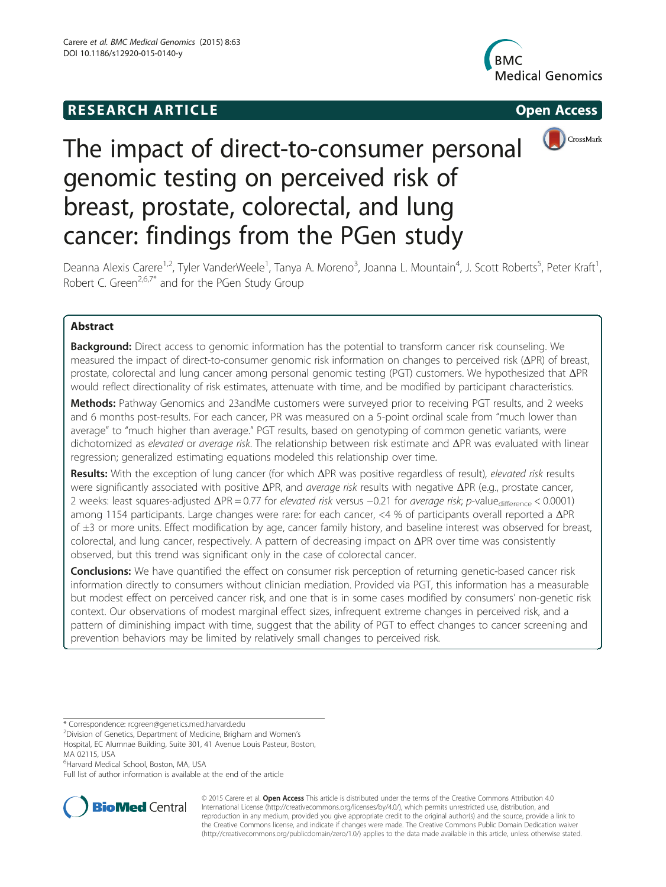RESEARCH ARTICLE Open Access

# The impact of direct-to-consumer personal genomic testing on perceived risk of breast, prostate, colorectal, and lung cancer: findings from the PGen study

Deanna Alexis Carere[1,2], Tyler VanderWeele[1], Tanya A. Moreno[3], Joanna L. Mountain[4], J. Scott Roberts[5], Peter Kraft[1], Robert C. Green[2,6,7*] and for the PGen Study Group

## Abstract

**Background:** Direct access to genomic information has the potential to transform cancer risk counseling. We measured the impact of direct-to-consumer genomic risk information on changes to perceived risk (ΔPR) of breast, prostate, colorectal and lung cancer among personal genomic testing (PGT) customers. We hypothesized that ΔPR would reflect directionality of risk estimates, attenuate with time, and be modified by participant characteristics.

**Methods:** Pathway Genomics and 23andMe customers were surveyed prior to receiving PGT results, and 2 weeks and 6 months post-results. For each cancer, PR was measured on a 5-point ordinal scale from "much lower than average" to "much higher than average." PGT results, based on genotyping of common genetic variants, were dichotomized as *elevated* or *average risk*. The relationship between risk estimate and ΔPR was evaluated with linear regression; generalized estimating equations modeled this relationship over time.

**Results:** With the exception of lung cancer (for which ΔPR was positive regardless of result), *elevated risk* results were significantly associated with positive ΔPR, and *average risk* results with negative ΔPR (e.g., prostate cancer, 2 weeks: least squares-adjusted ΔPR = 0.77 for *elevated risk* versus −0.21 for *average risk*; $p\text{-value}_{\text{difference}} < 0.0001$) among 1154 participants. Large changes were rare: for each cancer, <4 % of participants overall reported a ΔPR of ±3 or more units. Effect modification by age, cancer family history, and baseline interest was observed for breast, colorectal, and lung cancer, respectively. A pattern of decreasing impact on ΔPR over time was consistently observed, but this trend was significant only in the case of colorectal cancer.

**Conclusions:** We have quantified the effect on consumer risk perception of returning genetic-based cancer risk information directly to consumers without clinician mediation. Provided via PGT, this information has a measurable but modest effect on perceived cancer risk, and one that is in some cases modified by consumers' non-genetic risk context. Our observations of modest marginal effect sizes, infrequent extreme changes in perceived risk, and a pattern of diminishing impact with time, suggest that the ability of PGT to effect changes to cancer screening and prevention behaviors may be limited by relatively small changes to perceived risk.

---

\* Correspondence: rcgreen@genetics.med.harvard.edu
[2]Division of Genetics, Department of Medicine, Brigham and Women's Hospital, EC Alumnae Building, Suite 301, 41 Avenue Louis Pasteur, Boston, MA 02115, USA
[6]Harvard Medical School, Boston, MA, USA
Full list of author information is available at the end of the article

© 2015 Carere et al. **Open Access** This article is distributed under the terms of the Creative Commons Attribution 4.0 International License (http://creativecommons.org/licenses/by/4.0/), which permits unrestricted use, distribution, and reproduction in any medium, provided you give appropriate credit to the original author(s) and the source, provide a link to the Creative Commons license, and indicate if changes were made. The Creative Commons Public Domain Dedication waiver (http://creativecommons.org/publicdomain/zero/1.0/) applies to the data made available in this article, unless otherwise stated.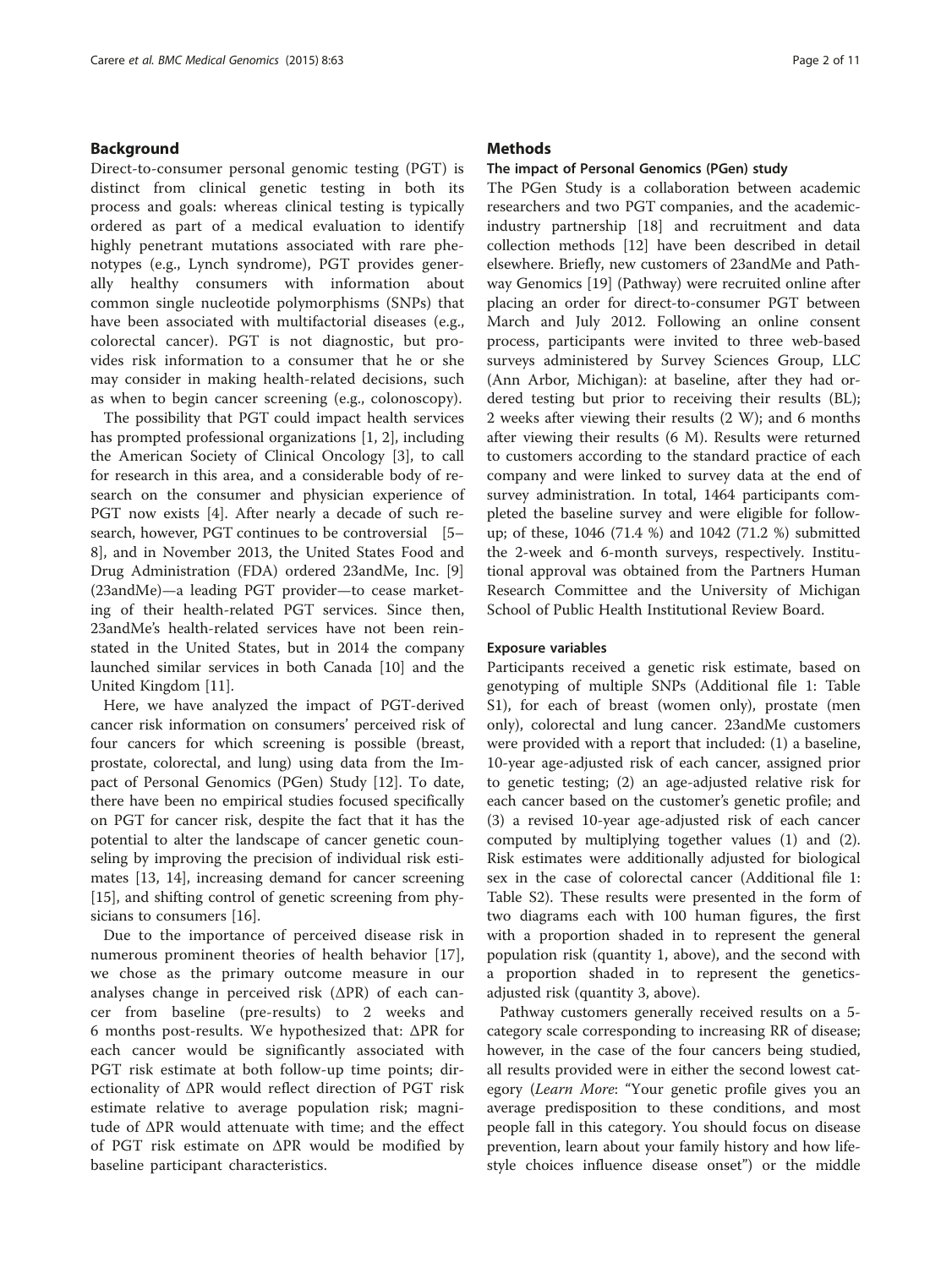## Background

Direct-to-consumer personal genomic testing (PGT) is distinct from clinical genetic testing in both its process and goals: whereas clinical testing is typically ordered as part of a medical evaluation to identify highly penetrant mutations associated with rare phenotypes (e.g., Lynch syndrome), PGT provides generally healthy consumers with information about common single nucleotide polymorphisms (SNPs) that have been associated with multifactorial diseases (e.g., colorectal cancer). PGT is not diagnostic, but provides risk information to a consumer that he or she may consider in making health-related decisions, such as when to begin cancer screening (e.g., colonoscopy).

The possibility that PGT could impact health services has prompted professional organizations [1, 2], including the American Society of Clinical Oncology [3], to call for research in this area, and a considerable body of research on the consumer and physician experience of PGT now exists [4]. After nearly a decade of such research, however, PGT continues to be controversial [5–8], and in November 2013, the United States Food and Drug Administration (FDA) ordered 23andMe, Inc. [9] (23andMe)—a leading PGT provider—to cease marketing of their health-related PGT services. Since then, 23andMe's health-related services have not been reinstated in the United States, but in 2014 the company launched similar services in both Canada [10] and the United Kingdom [11].

Here, we have analyzed the impact of PGT-derived cancer risk information on consumers' perceived risk of four cancers for which screening is possible (breast, prostate, colorectal, and lung) using data from the Impact of Personal Genomics (PGen) Study [12]. To date, there have been no empirical studies focused specifically on PGT for cancer risk, despite the fact that it has the potential to alter the landscape of cancer genetic counseling by improving the precision of individual risk estimates [13, 14], increasing demand for cancer screening [15], and shifting control of genetic screening from physicians to consumers [16].

Due to the importance of perceived disease risk in numerous prominent theories of health behavior [17], we chose as the primary outcome measure in our analyses change in perceived risk (ΔPR) of each cancer from baseline (pre-results) to 2 weeks and 6 months post-results. We hypothesized that: ΔPR for each cancer would be significantly associated with PGT risk estimate at both follow-up time points; directionality of ΔPR would reflect direction of PGT risk estimate relative to average population risk; magnitude of ΔPR would attenuate with time; and the effect of PGT risk estimate on ΔPR would be modified by baseline participant characteristics.

## Methods

### The impact of Personal Genomics (PGen) study

The PGen Study is a collaboration between academic researchers and two PGT companies, and the academic-industry partnership [18] and recruitment and data collection methods [12] have been described in detail elsewhere. Briefly, new customers of 23andMe and Pathway Genomics [19] (Pathway) were recruited online after placing an order for direct-to-consumer PGT between March and July 2012. Following an online consent process, participants were invited to three web-based surveys administered by Survey Sciences Group, LLC (Ann Arbor, Michigan): at baseline, after they had ordered testing but prior to receiving their results (BL); 2 weeks after viewing their results (2 W); and 6 months after viewing their results (6 M). Results were returned to customers according to the standard practice of each company and were linked to survey data at the end of survey administration. In total, 1464 participants completed the baseline survey and were eligible for follow-up; of these, 1046 (71.4 %) and 1042 (71.2 %) submitted the 2-week and 6-month surveys, respectively. Institutional approval was obtained from the Partners Human Research Committee and the University of Michigan School of Public Health Institutional Review Board.

### Exposure variables

Participants received a genetic risk estimate, based on genotyping of multiple SNPs (Additional file 1: Table S1), for each of breast (women only), prostate (men only), colorectal and lung cancer. 23andMe customers were provided with a report that included: (1) a baseline, 10-year age-adjusted risk of each cancer, assigned prior to genetic testing; (2) an age-adjusted relative risk for each cancer based on the customer's genetic profile; and (3) a revised 10-year age-adjusted risk of each cancer computed by multiplying together values (1) and (2). Risk estimates were additionally adjusted for biological sex in the case of colorectal cancer (Additional file 1: Table S2). These results were presented in the form of two diagrams each with 100 human figures, the first with a proportion shaded in to represent the general population risk (quantity 1, above), and the second with a proportion shaded in to represent the genetics-adjusted risk (quantity 3, above).

Pathway customers generally received results on a 5-category scale corresponding to increasing RR of disease; however, in the case of the four cancers being studied, all results provided were in either the second lowest category (*Learn More*: "Your genetic profile gives you an average predisposition to these conditions, and most people fall in this category. You should focus on disease prevention, learn about your family history and how lifestyle choices influence disease onset") or the middle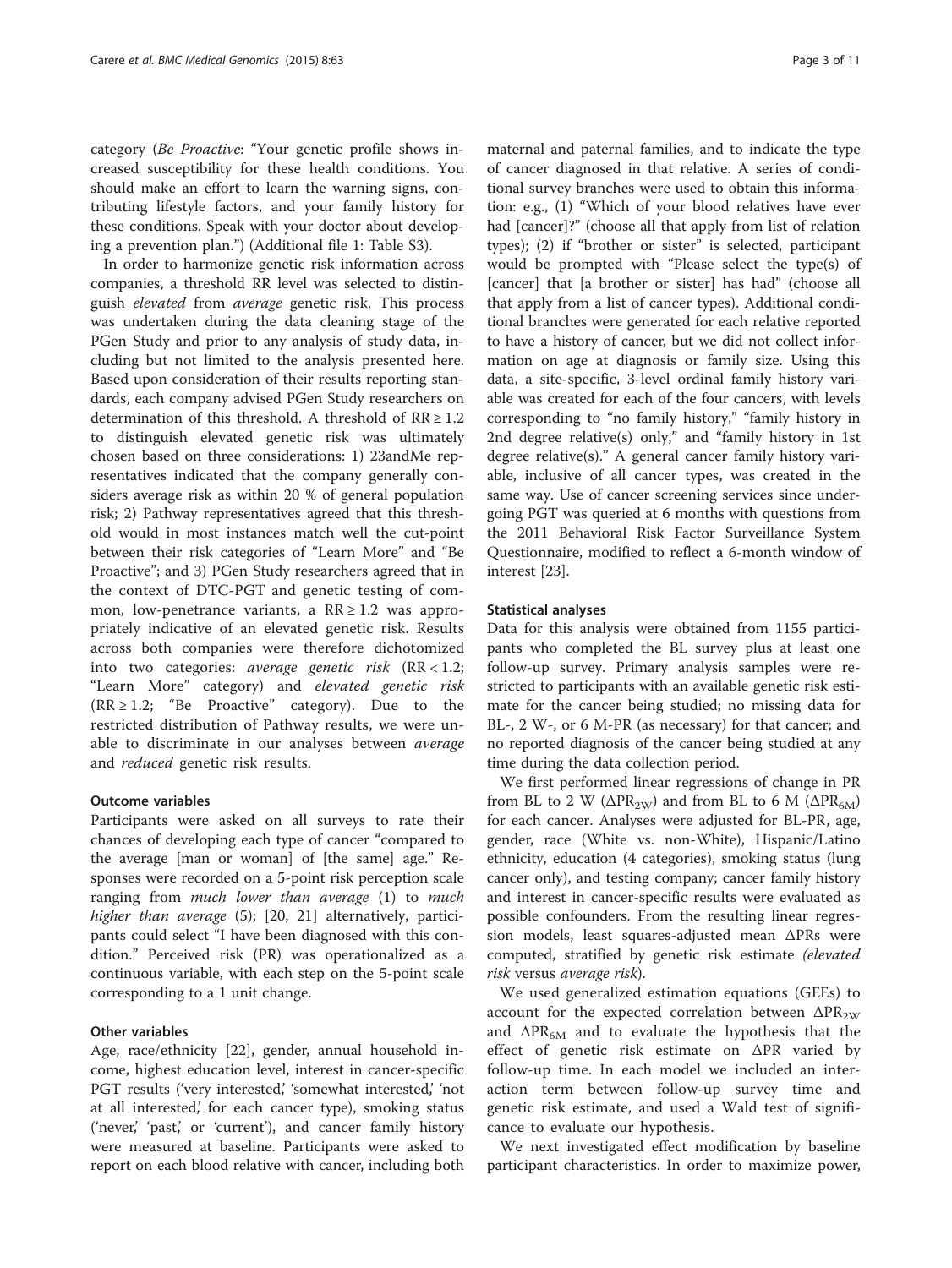category (*Be Proactive*: "Your genetic profile shows increased susceptibility for these health conditions. You should make an effort to learn the warning signs, contributing lifestyle factors, and your family history for these conditions. Speak with your doctor about developing a prevention plan.") (Additional file 1: Table S3).

In order to harmonize genetic risk information across companies, a threshold RR level was selected to distinguish *elevated* from *average* genetic risk. This process was undertaken during the data cleaning stage of the PGen Study and prior to any analysis of study data, including but not limited to the analysis presented here. Based upon consideration of their results reporting standards, each company advised PGen Study researchers on determination of this threshold. A threshold of $RR \geq 1.2$ to distinguish elevated genetic risk was ultimately chosen based on three considerations: 1) 23andMe representatives indicated that the company generally considers average risk as within 20 % of general population risk; 2) Pathway representatives agreed that this threshold would in most instances match well the cut-point between their risk categories of "Learn More" and "Be Proactive"; and 3) PGen Study researchers agreed that in the context of DTC-PGT and genetic testing of common, low-penetrance variants, a $RR \geq 1.2$ was appropriately indicative of an elevated genetic risk. Results across both companies were therefore dichotomized into two categories: *average genetic risk* ($RR < 1.2$; "Learn More" category) and *elevated genetic risk* ($RR \geq 1.2$; "Be Proactive" category). Due to the restricted distribution of Pathway results, we were unable to discriminate in our analyses between *average* and *reduced* genetic risk results.

#### Outcome variables

Participants were asked on all surveys to rate their chances of developing each type of cancer "compared to the average [man or woman] of [the same] age." Responses were recorded on a 5-point risk perception scale ranging from *much lower than average* (1) to *much higher than average* (5); [20, 21] alternatively, participants could select "I have been diagnosed with this condition." Perceived risk (PR) was operationalized as a continuous variable, with each step on the 5-point scale corresponding to a 1 unit change.

#### Other variables

Age, race/ethnicity [22], gender, annual household income, highest education level, interest in cancer-specific PGT results ('very interested,' 'somewhat interested,' 'not at all interested,' for each cancer type), smoking status ('never,' 'past,' or 'current'), and cancer family history were measured at baseline. Participants were asked to report on each blood relative with cancer, including both maternal and paternal families, and to indicate the type of cancer diagnosed in that relative. A series of conditional survey branches were used to obtain this information: e.g., (1) "Which of your blood relatives have ever had [cancer]?" (choose all that apply from list of relation types); (2) if "brother or sister" is selected, participant would be prompted with "Please select the type(s) of [cancer] that [a brother or sister] has had" (choose all that apply from a list of cancer types). Additional conditional branches were generated for each relative reported to have a history of cancer, but we did not collect information on age at diagnosis or family size. Using this data, a site-specific, 3-level ordinal family history variable was created for each of the four cancers, with levels corresponding to "no family history," "family history in 2nd degree relative(s) only," and "family history in 1st degree relative(s)." A general cancer family history variable, inclusive of all cancer types, was created in the same way. Use of cancer screening services since undergoing PGT was queried at 6 months with questions from the 2011 Behavioral Risk Factor Surveillance System Questionnaire, modified to reflect a 6-month window of interest [23].

#### Statistical analyses

Data for this analysis were obtained from 1155 participants who completed the BL survey plus at least one follow-up survey. Primary analysis samples were restricted to participants with an available genetic risk estimate for the cancer being studied; no missing data for BL-, 2 W-, or 6 M-PR (as necessary) for that cancer; and no reported diagnosis of the cancer being studied at any time during the data collection period.

We first performed linear regressions of change in PR from BL to 2 W ($\Delta PR_{2W}$) and from BL to 6 M ($\Delta PR_{6M}$) for each cancer. Analyses were adjusted for BL-PR, age, gender, race (White vs. non-White), Hispanic/Latino ethnicity, education (4 categories), smoking status (lung cancer only), and testing company; cancer family history and interest in cancer-specific results were evaluated as possible confounders. From the resulting linear regression models, least squares-adjusted mean $\Delta$PRs were computed, stratified by genetic risk estimate *(elevated risk* versus *average risk*).

We used generalized estimation equations (GEEs) to account for the expected correlation between $\Delta PR_{2W}$ and $\Delta PR_{6M}$ and to evaluate the hypothesis that the effect of genetic risk estimate on $\Delta$PR varied by follow-up time. In each model we included an interaction term between follow-up survey time and genetic risk estimate, and used a Wald test of significance to evaluate our hypothesis.

We next investigated effect modification by baseline participant characteristics. In order to maximize power,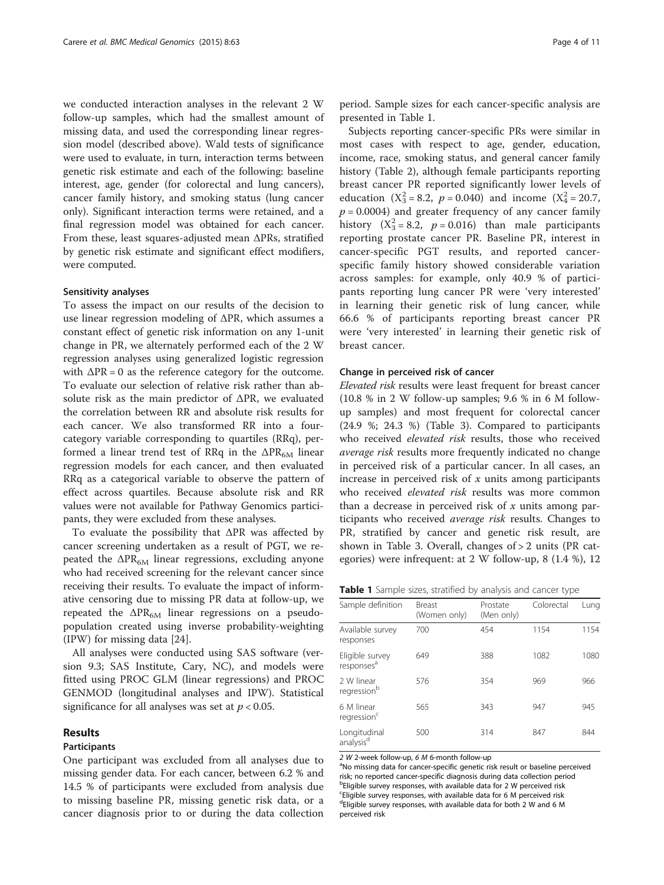we conducted interaction analyses in the relevant 2 W follow-up samples, which had the smallest amount of missing data, and used the corresponding linear regression model (described above). Wald tests of significance were used to evaluate, in turn, interaction terms between genetic risk estimate and each of the following: baseline interest, age, gender (for colorectal and lung cancers), cancer family history, and smoking status (lung cancer only). Significant interaction terms were retained, and a final regression model was obtained for each cancer. From these, least squares-adjusted mean ΔPRs, stratified by genetic risk estimate and significant effect modifiers, were computed.

#### Sensitivity analyses

To assess the impact on our results of the decision to use linear regression modeling of ΔPR, which assumes a constant effect of genetic risk information on any 1-unit change in PR, we alternately performed each of the 2 W regression analyses using generalized logistic regression with ΔPR = 0 as the reference category for the outcome. To evaluate our selection of relative risk rather than absolute risk as the main predictor of ΔPR, we evaluated the correlation between RR and absolute risk results for each cancer. We also transformed RR into a four-category variable corresponding to quartiles (RRq), performed a linear trend test of RRq in the $\Delta PR_{6M}$ linear regression models for each cancer, and then evaluated RRq as a categorical variable to observe the pattern of effect across quartiles. Because absolute risk and RR values were not available for Pathway Genomics participants, they were excluded from these analyses.

To evaluate the possibility that ΔPR was affected by cancer screening undertaken as a result of PGT, we repeated the $\Delta PR_{6M}$ linear regressions, excluding anyone who had received screening for the relevant cancer since receiving their results. To evaluate the impact of informative censoring due to missing PR data at follow-up, we repeated the $\Delta PR_{6M}$ linear regressions on a pseudo-population created using inverse probability-weighting (IPW) for missing data [24].

All analyses were conducted using SAS software (version 9.3; SAS Institute, Cary, NC), and models were fitted using PROC GLM (linear regressions) and PROC GENMOD (longitudinal analyses and IPW). Statistical significance for all analyses was set at $p < 0.05$.

## Results

### Participants

One participant was excluded from all analyses due to missing gender data. For each cancer, between 6.2 % and 14.5 % of participants were excluded from analysis due to missing baseline PR, missing genetic risk data, or a cancer diagnosis prior to or during the data collection period. Sample sizes for each cancer-specific analysis are presented in Table 1.

Subjects reporting cancer-specific PRs were similar in most cases with respect to age, gender, education, income, race, smoking status, and general cancer family history (Table 2), although female participants reporting breast cancer PR reported significantly lower levels of education ($X^2_3 = 8.2$, $p = 0.040$) and income ($X^2_4 = 20.7$, $p = 0.0004$) and greater frequency of any cancer family history ($X^2_3 = 8.2$, $p = 0.016$) than male participants reporting prostate cancer PR. Baseline PR, interest in cancer-specific PGT results, and reported cancer-specific family history showed considerable variation across samples: for example, only 40.9 % of participants reporting lung cancer PR were 'very interested' in learning their genetic risk of lung cancer, while 66.6 % of participants reporting breast cancer PR were 'very interested' in learning their genetic risk of breast cancer.

### Change in perceived risk of cancer

*Elevated risk* results were least frequent for breast cancer (10.8 % in 2 W follow-up samples; 9.6 % in 6 M follow-up samples) and most frequent for colorectal cancer (24.9 %; 24.3 %) (Table 3). Compared to participants who received *elevated risk* results, those who received *average risk* results more frequently indicated no change in perceived risk of a particular cancer. In all cases, an increase in perceived risk of *x* units among participants who received *elevated risk* results was more common than a decrease in perceived risk of *x* units among participants who received *average risk* results. Changes to PR, stratified by cancer and genetic risk result, are shown in Table 3. Overall, changes of > 2 units (PR categories) were infrequent: at 2 W follow-up, 8 (1.4 %), 12

**Table 1** Sample sizes, stratified by analysis and cancer type

| Sample definition | Breast (Women only) | Prostate (Men only) | Colorectal | Lung |
|---|---|---|---|---|
| Available survey responses | 700 | 454 | 1154 | 1154 |
| Eligible survey responses[a] | 649 | 388 | 1082 | 1080 |
| 2 W linear regression[b] | 576 | 354 | 969 | 966 |
| 6 M linear regression[c] | 565 | 343 | 947 | 945 |
| Longitudinal analysis[d] | 500 | 314 | 847 | 844 |

*2 W* 2-week follow-up, *6 M* 6-month follow-up
[a]No missing data for cancer-specific genetic risk result or baseline perceived risk; no reported cancer-specific diagnosis during data collection period
[b]Eligible survey responses, with available data for 2 W perceived risk
[c]Eligible survey responses, with available data for 6 M perceived risk
[d]Eligible survey responses, with available data for both 2 W and 6 M perceived risk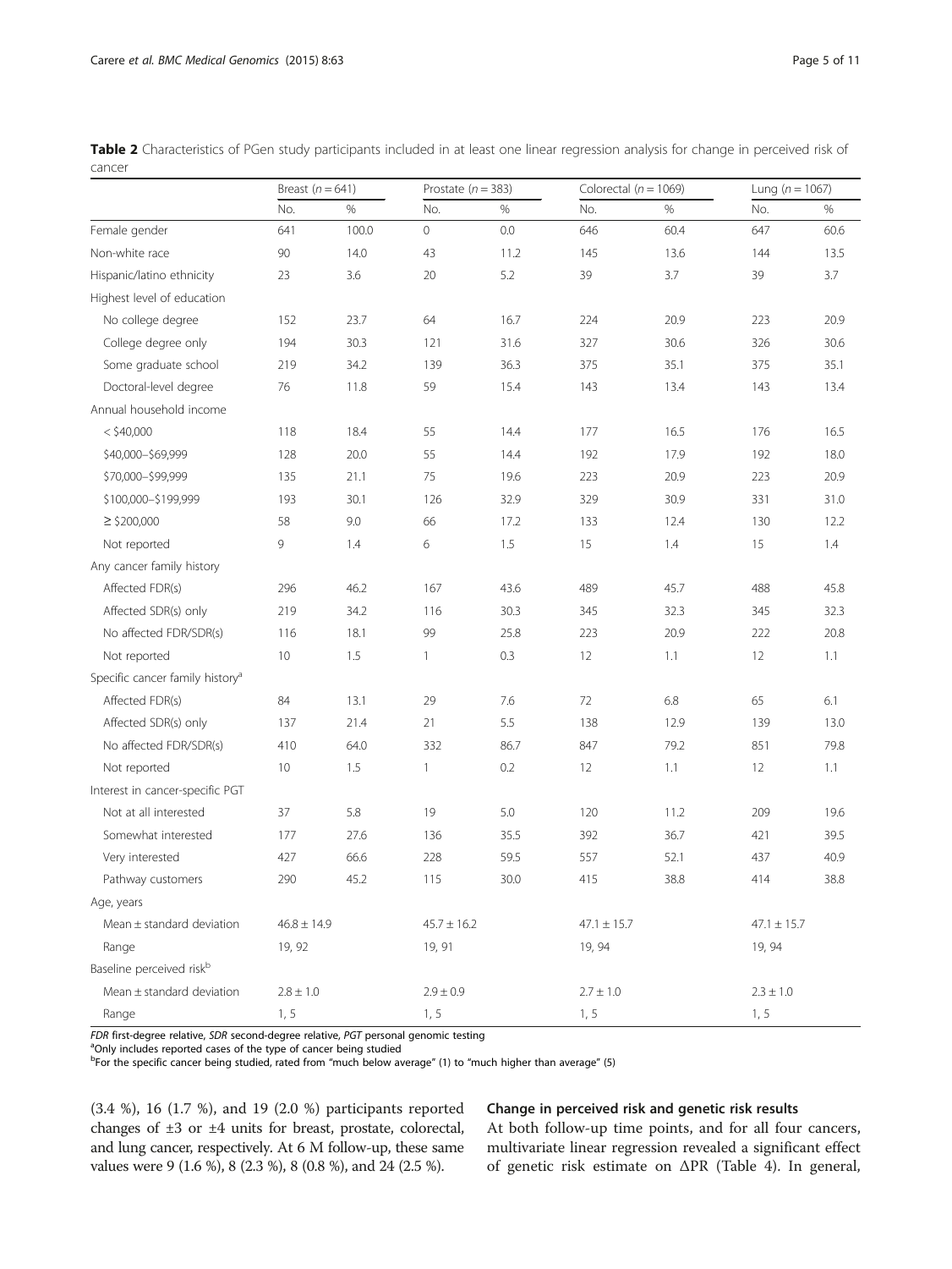**Table 2** Characteristics of PGen study participants included in at least one linear regression analysis for change in perceived risk of cancer

| | Breast (*n* = 641) | | Prostate (*n* = 383) | | Colorectal (*n* = 1069) | | Lung (*n* = 1067) | |
|---|---|---|---|---|---|---|---|---|
| | No. | % | No. | % | No. | % | No. | % |
| Female gender | 641 | 100.0 | 0 | 0.0 | 646 | 60.4 | 647 | 60.6 |
| Non-white race | 90 | 14.0 | 43 | 11.2 | 145 | 13.6 | 144 | 13.5 |
| Hispanic/latino ethnicity | 23 | 3.6 | 20 | 5.2 | 39 | 3.7 | 39 | 3.7 |
| Highest level of education | | | | | | | | |
| No college degree | 152 | 23.7 | 64 | 16.7 | 224 | 20.9 | 223 | 20.9 |
| College degree only | 194 | 30.3 | 121 | 31.6 | 327 | 30.6 | 326 | 30.6 |
| Some graduate school | 219 | 34.2 | 139 | 36.3 | 375 | 35.1 | 375 | 35.1 |
| Doctoral-level degree | 76 | 11.8 | 59 | 15.4 | 143 | 13.4 | 143 | 13.4 |
| Annual household income | | | | | | | | |
| < $40,000 | 118 | 18.4 | 55 | 14.4 | 177 | 16.5 | 176 | 16.5 |
| $40,000–$69,999 | 128 | 20.0 | 55 | 14.4 | 192 | 17.9 | 192 | 18.0 |
| $70,000–$99,999 | 135 | 21.1 | 75 | 19.6 | 223 | 20.9 | 223 | 20.9 |
| $100,000–$199,999 | 193 | 30.1 | 126 | 32.9 | 329 | 30.9 | 331 | 31.0 |
| ≥ $200,000 | 58 | 9.0 | 66 | 17.2 | 133 | 12.4 | 130 | 12.2 |
| Not reported | 9 | 1.4 | 6 | 1.5 | 15 | 1.4 | 15 | 1.4 |
| Any cancer family history | | | | | | | | |
| Affected FDR(s) | 296 | 46.2 | 167 | 43.6 | 489 | 45.7 | 488 | 45.8 |
| Affected SDR(s) only | 219 | 34.2 | 116 | 30.3 | 345 | 32.3 | 345 | 32.3 |
| No affected FDR/SDR(s) | 116 | 18.1 | 99 | 25.8 | 223 | 20.9 | 222 | 20.8 |
| Not reported | 10 | 1.5 | 1 | 0.3 | 12 | 1.1 | 12 | 1.1 |
| Specific cancer family history[a] | | | | | | | | |
| Affected FDR(s) | 84 | 13.1 | 29 | 7.6 | 72 | 6.8 | 65 | 6.1 |
| Affected SDR(s) only | 137 | 21.4 | 21 | 5.5 | 138 | 12.9 | 139 | 13.0 |
| No affected FDR/SDR(s) | 410 | 64.0 | 332 | 86.7 | 847 | 79.2 | 851 | 79.8 |
| Not reported | 10 | 1.5 | 1 | 0.2 | 12 | 1.1 | 12 | 1.1 |
| Interest in cancer-specific PGT | | | | | | | | |
| Not at all interested | 37 | 5.8 | 19 | 5.0 | 120 | 11.2 | 209 | 19.6 |
| Somewhat interested | 177 | 27.6 | 136 | 35.5 | 392 | 36.7 | 421 | 39.5 |
| Very interested | 427 | 66.6 | 228 | 59.5 | 557 | 52.1 | 437 | 40.9 |
| Pathway customers | 290 | 45.2 | 115 | 30.0 | 415 | 38.8 | 414 | 38.8 |
| Age, years | | | | | | | | |
| Mean ± standard deviation | 46.8 ± 14.9 | | 45.7 ± 16.2 | | 47.1 ± 15.7 | | 47.1 ± 15.7 | |
| Range | 19, 92 | | 19, 91 | | 19, 94 | | 19, 94 | |
| Baseline perceived risk[b] | | | | | | | | |
| Mean ± standard deviation | 2.8 ± 1.0 | | 2.9 ± 0.9 | | 2.7 ± 1.0 | | 2.3 ± 1.0 | |
| Range | 1, 5 | | 1, 5 | | 1, 5 | | 1, 5 | |

*FDR* first-degree relative, *SDR* second-degree relative, *PGT* personal genomic testing

[a]Only includes reported cases of the type of cancer being studied

[b]For the specific cancer being studied, rated from "much below average" (1) to "much higher than average" (5)

(3.4 %), 16 (1.7 %), and 19 (2.0 %) participants reported changes of ±3 or ±4 units for breast, prostate, colorectal, and lung cancer, respectively. At 6 M follow-up, these same values were 9 (1.6 %), 8 (2.3 %), 8 (0.8 %), and 24 (2.5 %).

### Change in perceived risk and genetic risk results

At both follow-up time points, and for all four cancers, multivariate linear regression revealed a significant effect of genetic risk estimate on ΔPR (Table 4). In general,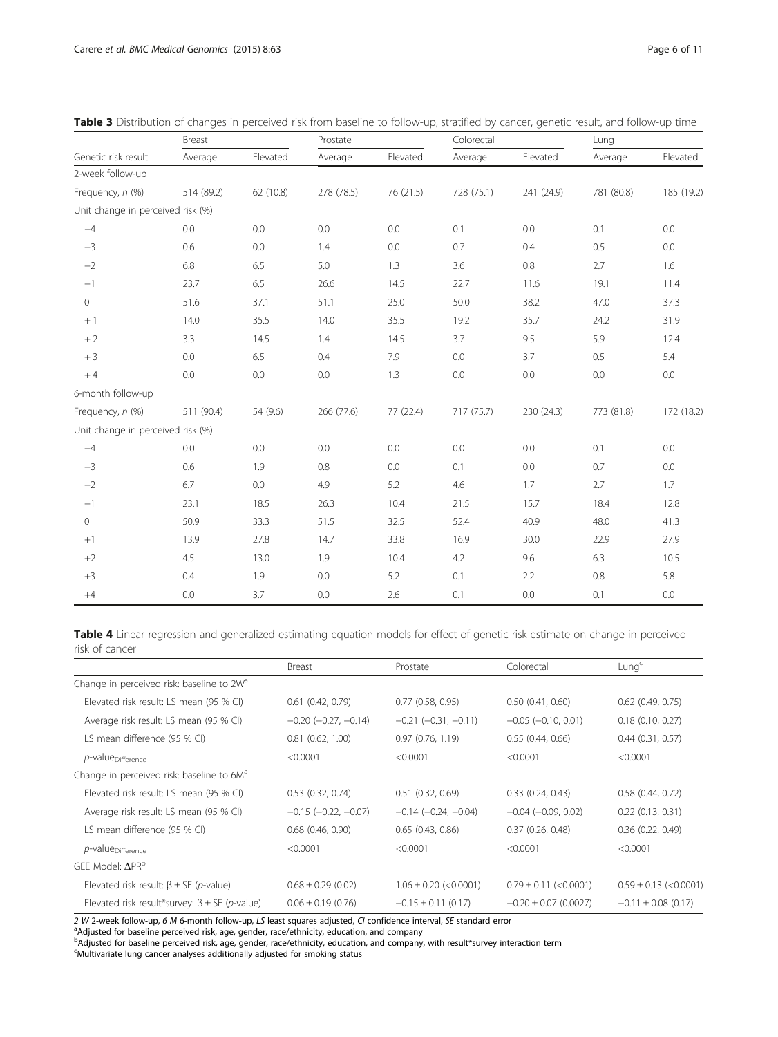**Table 3** Distribution of changes in perceived risk from baseline to follow-up, stratified by cancer, genetic result, and follow-up time

| | Breast | | Prostate | | Colorectal | | Lung | |
|---|---|---|---|---|---|---|---|---|
| Genetic risk result | Average | Elevated | Average | Elevated | Average | Elevated | Average | Elevated |
| 2-week follow-up | | | | | | | | |
| Frequency, *n* (%) | 514 (89.2) | 62 (10.8) | 278 (78.5) | 76 (21.5) | 728 (75.1) | 241 (24.9) | 781 (80.8) | 185 (19.2) |
| Unit change in perceived risk (%) | | | | | | | | |
| −4 | 0.0 | 0.0 | 0.0 | 0.0 | 0.1 | 0.0 | 0.1 | 0.0 |
| −3 | 0.6 | 0.0 | 1.4 | 0.0 | 0.7 | 0.4 | 0.5 | 0.0 |
| −2 | 6.8 | 6.5 | 5.0 | 1.3 | 3.6 | 0.8 | 2.7 | 1.6 |
| −1 | 23.7 | 6.5 | 26.6 | 14.5 | 22.7 | 11.6 | 19.1 | 11.4 |
| 0 | 51.6 | 37.1 | 51.1 | 25.0 | 50.0 | 38.2 | 47.0 | 37.3 |
| + 1 | 14.0 | 35.5 | 14.0 | 35.5 | 19.2 | 35.7 | 24.2 | 31.9 |
| + 2 | 3.3 | 14.5 | 1.4 | 14.5 | 3.7 | 9.5 | 5.9 | 12.4 |
| + 3 | 0.0 | 6.5 | 0.4 | 7.9 | 0.0 | 3.7 | 0.5 | 5.4 |
| + 4 | 0.0 | 0.0 | 0.0 | 1.3 | 0.0 | 0.0 | 0.0 | 0.0 |
| 6-month follow-up | | | | | | | | |
| Frequency, *n* (%) | 511 (90.4) | 54 (9.6) | 266 (77.6) | 77 (22.4) | 717 (75.7) | 230 (24.3) | 773 (81.8) | 172 (18.2) |
| Unit change in perceived risk (%) | | | | | | | | |
| −4 | 0.0 | 0.0 | 0.0 | 0.0 | 0.0 | 0.0 | 0.1 | 0.0 |
| −3 | 0.6 | 1.9 | 0.8 | 0.0 | 0.1 | 0.0 | 0.7 | 0.0 |
| −2 | 6.7 | 0.0 | 4.9 | 5.2 | 4.6 | 1.7 | 2.7 | 1.7 |
| −1 | 23.1 | 18.5 | 26.3 | 10.4 | 21.5 | 15.7 | 18.4 | 12.8 |
| 0 | 50.9 | 33.3 | 51.5 | 32.5 | 52.4 | 40.9 | 48.0 | 41.3 |
| +1 | 13.9 | 27.8 | 14.7 | 33.8 | 16.9 | 30.0 | 22.9 | 27.9 |
| +2 | 4.5 | 13.0 | 1.9 | 10.4 | 4.2 | 9.6 | 6.3 | 10.5 |
| +3 | 0.4 | 1.9 | 0.0 | 5.2 | 0.1 | 2.2 | 0.8 | 5.8 |
| +4 | 0.0 | 3.7 | 0.0 | 2.6 | 0.1 | 0.0 | 0.1 | 0.0 |

**Table 4** Linear regression and generalized estimating equation models for effect of genetic risk estimate on change in perceived risk of cancer

| | Breast | Prostate | Colorectal | Lung[c] |
|---|---|---|---|---|
| Change in perceived risk: baseline to 2W[a] | | | | |
| Elevated risk result: LS mean (95 % CI) | 0.61 (0.42, 0.79) | 0.77 (0.58, 0.95) | 0.50 (0.41, 0.60) | 0.62 (0.49, 0.75) |
| Average risk result: LS mean (95 % CI) | −0.20 (−0.27, −0.14) | −0.21 (−0.31, −0.11) | −0.05 (−0.10, 0.01) | 0.18 (0.10, 0.27) |
| LS mean difference (95 % CI) | 0.81 (0.62, 1.00) | 0.97 (0.76, 1.19) | 0.55 (0.44, 0.66) | 0.44 (0.31, 0.57) |
| $p$-value$_{Difference}$ | <0.0001 | <0.0001 | <0.0001 | <0.0001 |
| Change in perceived risk: baseline to 6M[a] | | | | |
| Elevated risk result: LS mean (95 % CI) | 0.53 (0.32, 0.74) | 0.51 (0.32, 0.69) | 0.33 (0.24, 0.43) | 0.58 (0.44, 0.72) |
| Average risk result: LS mean (95 % CI) | −0.15 (−0.22, −0.07) | −0.14 (−0.24, −0.04) | −0.04 (−0.09, 0.02) | 0.22 (0.13, 0.31) |
| LS mean difference (95 % CI) | 0.68 (0.46, 0.90) | 0.65 (0.43, 0.86) | 0.37 (0.26, 0.48) | 0.36 (0.22, 0.49) |
| $p$-value$_{Difference}$ | <0.0001 | <0.0001 | <0.0001 | <0.0001 |
| GEE Model: ΔPR[b] | | | | |
| Elevated risk result: $\beta \pm$ SE (*p*-value) | 0.68 ± 0.29 (0.02) | 1.06 ± 0.20 (<0.0001) | 0.79 ± 0.11 (<0.0001) | 0.59 ± 0.13 (<0.0001) |
| Elevated risk result*survey: $\beta \pm$ SE (*p*-value) | 0.06 ± 0.19 (0.76) | −0.15 ± 0.11 (0.17) | −0.20 ± 0.07 (0.0027) | −0.11 ± 0.08 (0.17) |

*2 W* 2-week follow-up, *6 M* 6-month follow-up, *LS* least squares adjusted, *CI* confidence interval, *SE* standard error

[a]Adjusted for baseline perceived risk, age, gender, race/ethnicity, education, and company

[b]Adjusted for baseline perceived risk, age, gender, race/ethnicity, education, and company, with result*survey interaction term

[c]Multivariate lung cancer analyses additionally adjusted for smoking status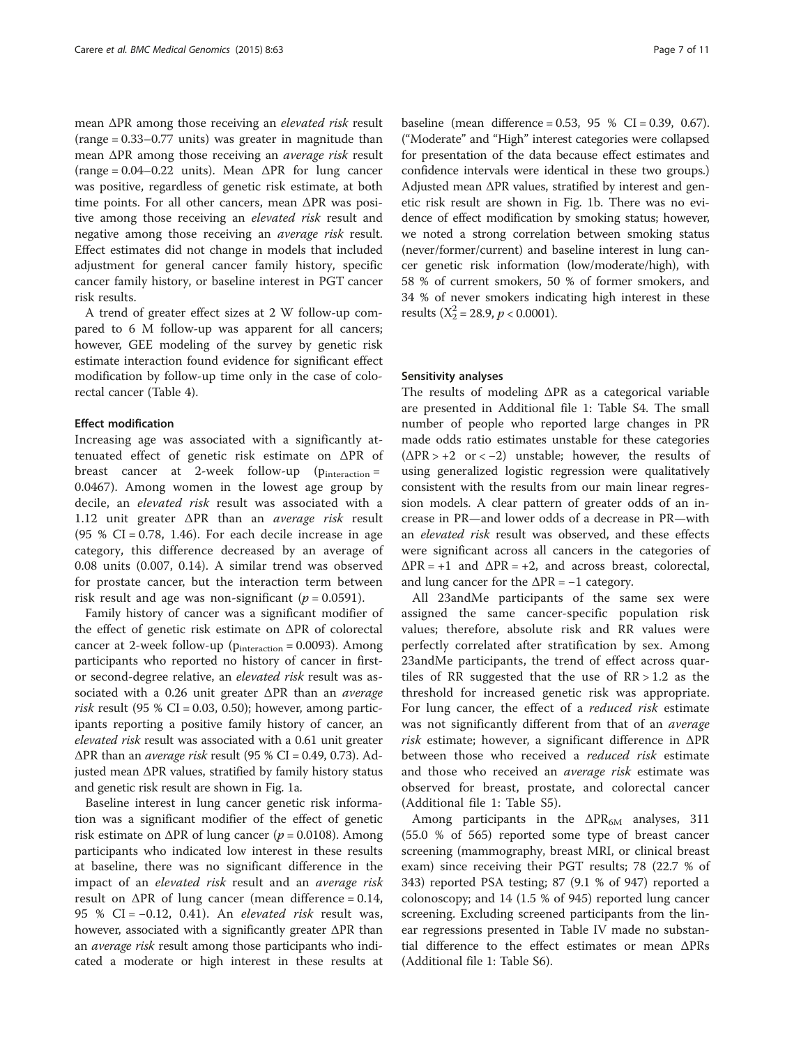mean ΔPR among those receiving an *elevated risk* result (range = 0.33–0.77 units) was greater in magnitude than mean ΔPR among those receiving an *average risk* result (range = 0.04–0.22 units). Mean ΔPR for lung cancer was positive, regardless of genetic risk estimate, at both time points. For all other cancers, mean ΔPR was positive among those receiving an *elevated risk* result and negative among those receiving an *average risk* result. Effect estimates did not change in models that included adjustment for general cancer family history, specific cancer family history, or baseline interest in PGT cancer risk results.

A trend of greater effect sizes at 2 W follow-up compared to 6 M follow-up was apparent for all cancers; however, GEE modeling of the survey by genetic risk estimate interaction found evidence for significant effect modification by follow-up time only in the case of colorectal cancer (Table 4).

#### Effect modification

Increasing age was associated with a significantly attenuated effect of genetic risk estimate on ΔPR of breast cancer at 2-week follow-up ($p_{interaction}$ = 0.0467). Among women in the lowest age group by decile, an *elevated risk* result was associated with a 1.12 unit greater ΔPR than an *average risk* result (95 % CI = 0.78, 1.46). For each decile increase in age category, this difference decreased by an average of 0.08 units (0.007, 0.14). A similar trend was observed for prostate cancer, but the interaction term between risk result and age was non-significant ($p = 0.0591$).

Family history of cancer was a significant modifier of the effect of genetic risk estimate on ΔPR of colorectal cancer at 2-week follow-up ($p_{interaction}$ = 0.0093). Among participants who reported no history of cancer in first- or second-degree relative, an *elevated risk* result was associated with a 0.26 unit greater ΔPR than an *average risk* result (95 % CI = 0.03, 0.50); however, among participants reporting a positive family history of cancer, an *elevated risk* result was associated with a 0.61 unit greater ΔPR than an *average risk* result (95 % CI = 0.49, 0.73). Adjusted mean ΔPR values, stratified by family history status and genetic risk result are shown in Fig. 1a.

Baseline interest in lung cancer genetic risk information was a significant modifier of the effect of genetic risk estimate on ΔPR of lung cancer ($p = 0.0108$). Among participants who indicated low interest in these results at baseline, there was no significant difference in the impact of an *elevated risk* result and an *average risk* result on ΔPR of lung cancer (mean difference = 0.14, 95 % CI = −0.12, 0.41). An *elevated risk* result was, however, associated with a significantly greater ΔPR than an *average risk* result among those participants who indicated a moderate or high interest in these results at baseline (mean difference = 0.53, 95 % CI = 0.39, 0.67). ("Moderate" and "High" interest categories were collapsed for presentation of the data because effect estimates and confidence intervals were identical in these two groups.) Adjusted mean ΔPR values, stratified by interest and genetic risk result are shown in Fig. 1b. There was no evidence of effect modification by smoking status; however, we noted a strong correlation between smoking status (never/former/current) and baseline interest in lung cancer genetic risk information (low/moderate/high), with 58 % of current smokers, 50 % of former smokers, and 34 % of never smokers indicating high interest in these results ($X_2^2 = 28.9$, $p < 0.0001$).

#### Sensitivity analyses

The results of modeling ΔPR as a categorical variable are presented in Additional file 1: Table S4. The small number of people who reported large changes in PR made odds ratio estimates unstable for these categories (ΔPR > +2 or < −2) unstable; however, the results of using generalized logistic regression were qualitatively consistent with the results from our main linear regression models. A clear pattern of greater odds of an increase in PR—and lower odds of a decrease in PR—with an *elevated risk* result was observed, and these effects were significant across all cancers in the categories of ΔPR = +1 and ΔPR = +2, and across breast, colorectal, and lung cancer for the ΔPR = −1 category.

All 23andMe participants of the same sex were assigned the same cancer-specific population risk values; therefore, absolute risk and RR values were perfectly correlated after stratification by sex. Among 23andMe participants, the trend of effect across quartiles of RR suggested that the use of RR > 1.2 as the threshold for increased genetic risk was appropriate. For lung cancer, the effect of a *reduced risk* estimate was not significantly different from that of an *average risk* estimate; however, a significant difference in ΔPR between those who received a *reduced risk* estimate and those who received an *average risk* estimate was observed for breast, prostate, and colorectal cancer (Additional file 1: Table S5).

Among participants in the $\Delta PR_{6M}$ analyses, 311 (55.0 % of 565) reported some type of breast cancer screening (mammography, breast MRI, or clinical breast exam) since receiving their PGT results; 78 (22.7 % of 343) reported PSA testing; 87 (9.1 % of 947) reported a colonoscopy; and 14 (1.5 % of 945) reported lung cancer screening. Excluding screened participants from the linear regressions presented in Table IV made no substantial difference to the effect estimates or mean ΔPRs (Additional file 1: Table S6).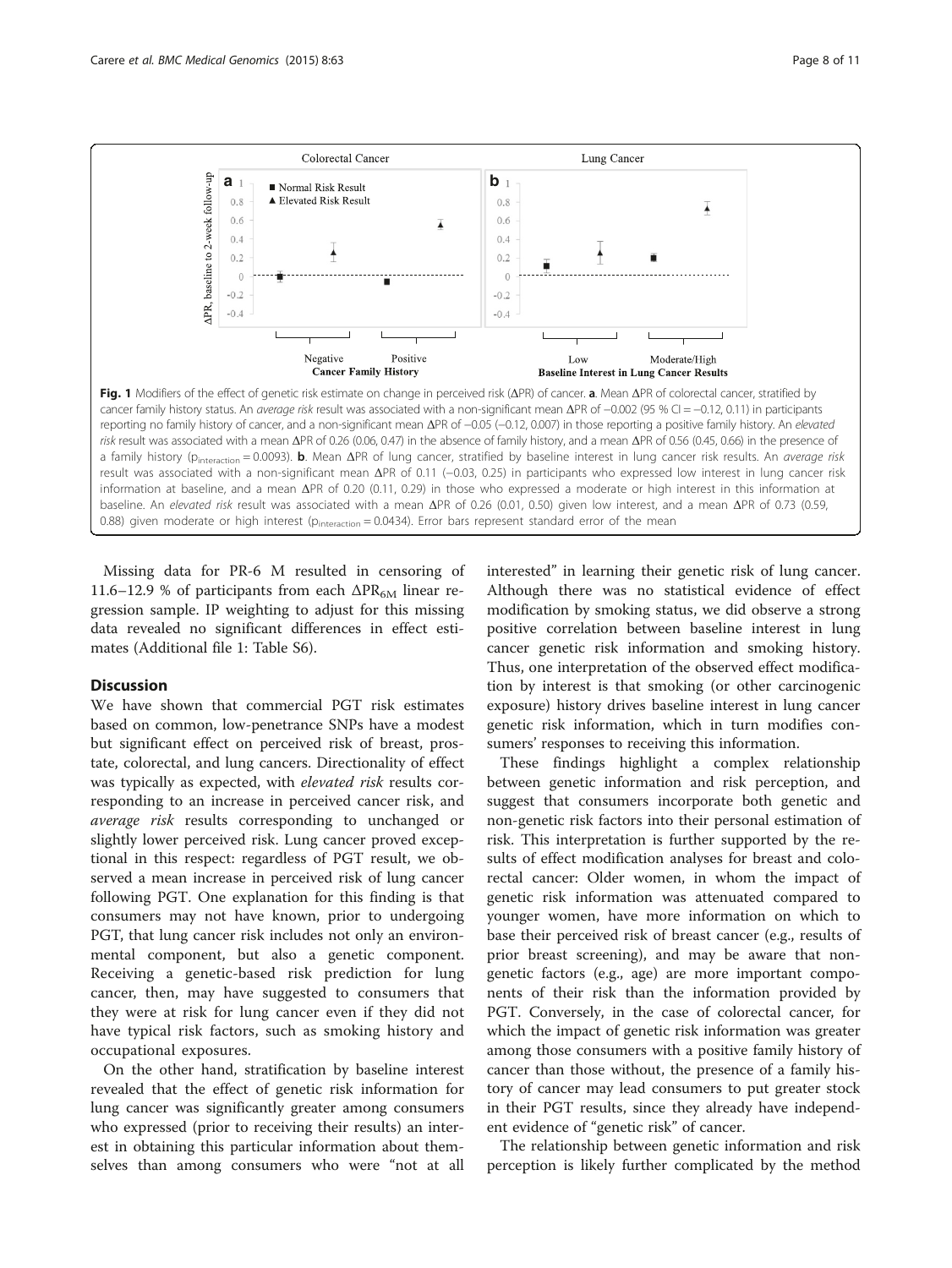Fig. 1 Modifiers of the effect of genetic risk estimate on change in perceived risk (ΔPR) of cancer. **a**. Mean ΔPR of colorectal cancer, stratified by cancer family history status. An *average risk* result was associated with a non-significant mean ΔPR of −0.002 (95 % CI = −0.12, 0.11) in participants reporting no family history of cancer, and a non-significant mean ΔPR of −0.05 (−0.12, 0.007) in those reporting a positive family history. An *elevated risk* result was associated with a mean ΔPR of 0.26 (0.06, 0.47) in the absence of family history, and a mean ΔPR of 0.56 (0.45, 0.66) in the presence of a family history ($p_{interaction} = 0.0093$). **b**. Mean ΔPR of lung cancer, stratified by baseline interest in lung cancer risk results. An *average risk* result was associated with a non-significant mean ΔPR of 0.11 (−0.03, 0.25) in participants who expressed low interest in lung cancer risk information at baseline, and a mean ΔPR of 0.20 (0.11, 0.29) in those who expressed a moderate or high interest in this information at baseline. An *elevated risk* result was associated with a mean ΔPR of 0.26 (0.01, 0.50) given low interest, and a mean ΔPR of 0.73 (0.59, 0.88) given moderate or high interest ($p_{interaction} = 0.0434$). Error bars represent standard error of the mean

Missing data for PR-6 M resulted in censoring of 11.6–12.9 % of participants from each $\Delta PR_{6M}$ linear regression sample. IP weighting to adjust for this missing data revealed no significant differences in effect estimates (Additional file 1: Table S6).

## Discussion

We have shown that commercial PGT risk estimates based on common, low-penetrance SNPs have a modest but significant effect on perceived risk of breast, prostate, colorectal, and lung cancers. Directionality of effect was typically as expected, with *elevated risk* results corresponding to an increase in perceived cancer risk, and *average risk* results corresponding to unchanged or slightly lower perceived risk. Lung cancer proved exceptional in this respect: regardless of PGT result, we observed a mean increase in perceived risk of lung cancer following PGT. One explanation for this finding is that consumers may not have known, prior to undergoing PGT, that lung cancer risk includes not only an environmental component, but also a genetic component. Receiving a genetic-based risk prediction for lung cancer, then, may have suggested to consumers that they were at risk for lung cancer even if they did not have typical risk factors, such as smoking history and occupational exposures.

On the other hand, stratification by baseline interest revealed that the effect of genetic risk information for lung cancer was significantly greater among consumers who expressed (prior to receiving their results) an interest in obtaining this particular information about themselves than among consumers who were "not at all interested" in learning their genetic risk of lung cancer. Although there was no statistical evidence of effect modification by smoking status, we did observe a strong positive correlation between baseline interest in lung cancer genetic risk information and smoking history. Thus, one interpretation of the observed effect modification by interest is that smoking (or other carcinogenic exposure) history drives baseline interest in lung cancer genetic risk information, which in turn modifies consumers' responses to receiving this information.

These findings highlight a complex relationship between genetic information and risk perception, and suggest that consumers incorporate both genetic and non-genetic risk factors into their personal estimation of risk. This interpretation is further supported by the results of effect modification analyses for breast and colorectal cancer: Older women, in whom the impact of genetic risk information was attenuated compared to younger women, have more information on which to base their perceived risk of breast cancer (e.g., results of prior breast screening), and may be aware that non-genetic factors (e.g., age) are more important components of their risk than the information provided by PGT. Conversely, in the case of colorectal cancer, for which the impact of genetic risk information was greater among those consumers with a positive family history of cancer than those without, the presence of a family history of cancer may lead consumers to put greater stock in their PGT results, since they already have independent evidence of "genetic risk" of cancer.

The relationship between genetic information and risk perception is likely further complicated by the method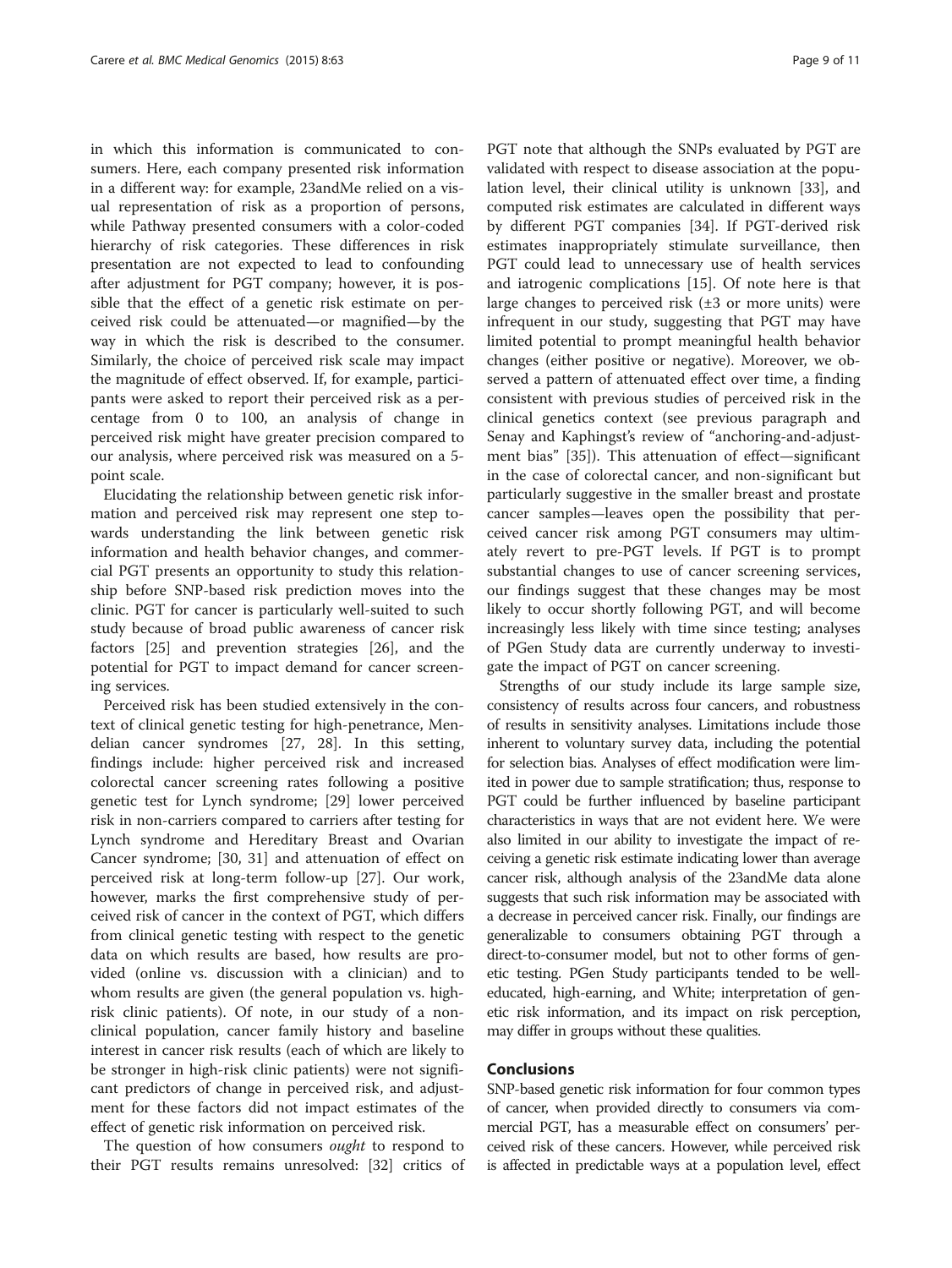in which this information is communicated to consumers. Here, each company presented risk information in a different way: for example, 23andMe relied on a visual representation of risk as a proportion of persons, while Pathway presented consumers with a color-coded hierarchy of risk categories. These differences in risk presentation are not expected to lead to confounding after adjustment for PGT company; however, it is possible that the effect of a genetic risk estimate on perceived risk could be attenuated—or magnified—by the way in which the risk is described to the consumer. Similarly, the choice of perceived risk scale may impact the magnitude of effect observed. If, for example, participants were asked to report their perceived risk as a percentage from 0 to 100, an analysis of change in perceived risk might have greater precision compared to our analysis, where perceived risk was measured on a 5-point scale.

Elucidating the relationship between genetic risk information and perceived risk may represent one step towards understanding the link between genetic risk information and health behavior changes, and commercial PGT presents an opportunity to study this relationship before SNP-based risk prediction moves into the clinic. PGT for cancer is particularly well-suited to such study because of broad public awareness of cancer risk factors [25] and prevention strategies [26], and the potential for PGT to impact demand for cancer screening services.

Perceived risk has been studied extensively in the context of clinical genetic testing for high-penetrance, Mendelian cancer syndromes [27, 28]. In this setting, findings include: higher perceived risk and increased colorectal cancer screening rates following a positive genetic test for Lynch syndrome; [29] lower perceived risk in non-carriers compared to carriers after testing for Lynch syndrome and Hereditary Breast and Ovarian Cancer syndrome; [30, 31] and attenuation of effect on perceived risk at long-term follow-up [27]. Our work, however, marks the first comprehensive study of perceived risk of cancer in the context of PGT, which differs from clinical genetic testing with respect to the genetic data on which results are based, how results are provided (online vs. discussion with a clinician) and to whom results are given (the general population vs. high-risk clinic patients). Of note, in our study of a non-clinical population, cancer family history and baseline interest in cancer risk results (each of which are likely to be stronger in high-risk clinic patients) were not significant predictors of change in perceived risk, and adjustment for these factors did not impact estimates of the effect of genetic risk information on perceived risk.

The question of how consumers *ought* to respond to their PGT results remains unresolved: [32] critics of PGT note that although the SNPs evaluated by PGT are validated with respect to disease association at the population level, their clinical utility is unknown [33], and computed risk estimates are calculated in different ways by different PGT companies [34]. If PGT-derived risk estimates inappropriately stimulate surveillance, then PGT could lead to unnecessary use of health services and iatrogenic complications [15]. Of note here is that large changes to perceived risk (±3 or more units) were infrequent in our study, suggesting that PGT may have limited potential to prompt meaningful health behavior changes (either positive or negative). Moreover, we observed a pattern of attenuated effect over time, a finding consistent with previous studies of perceived risk in the clinical genetics context (see previous paragraph and Senay and Kaphingst's review of "anchoring-and-adjustment bias" [35]). This attenuation of effect—significant in the case of colorectal cancer, and non-significant but particularly suggestive in the smaller breast and prostate cancer samples—leaves open the possibility that perceived cancer risk among PGT consumers may ultimately revert to pre-PGT levels. If PGT is to prompt substantial changes to use of cancer screening services, our findings suggest that these changes may be most likely to occur shortly following PGT, and will become increasingly less likely with time since testing; analyses of PGen Study data are currently underway to investigate the impact of PGT on cancer screening.

Strengths of our study include its large sample size, consistency of results across four cancers, and robustness of results in sensitivity analyses. Limitations include those inherent to voluntary survey data, including the potential for selection bias. Analyses of effect modification were limited in power due to sample stratification; thus, response to PGT could be further influenced by baseline participant characteristics in ways that are not evident here. We were also limited in our ability to investigate the impact of receiving a genetic risk estimate indicating lower than average cancer risk, although analysis of the 23andMe data alone suggests that such risk information may be associated with a decrease in perceived cancer risk. Finally, our findings are generalizable to consumers obtaining PGT through a direct-to-consumer model, but not to other forms of genetic testing. PGen Study participants tended to be well-educated, high-earning, and White; interpretation of genetic risk information, and its impact on risk perception, may differ in groups without these qualities.

## Conclusions

SNP-based genetic risk information for four common types of cancer, when provided directly to consumers via commercial PGT, has a measurable effect on consumers' perceived risk of these cancers. However, while perceived risk is affected in predictable ways at a population level, effect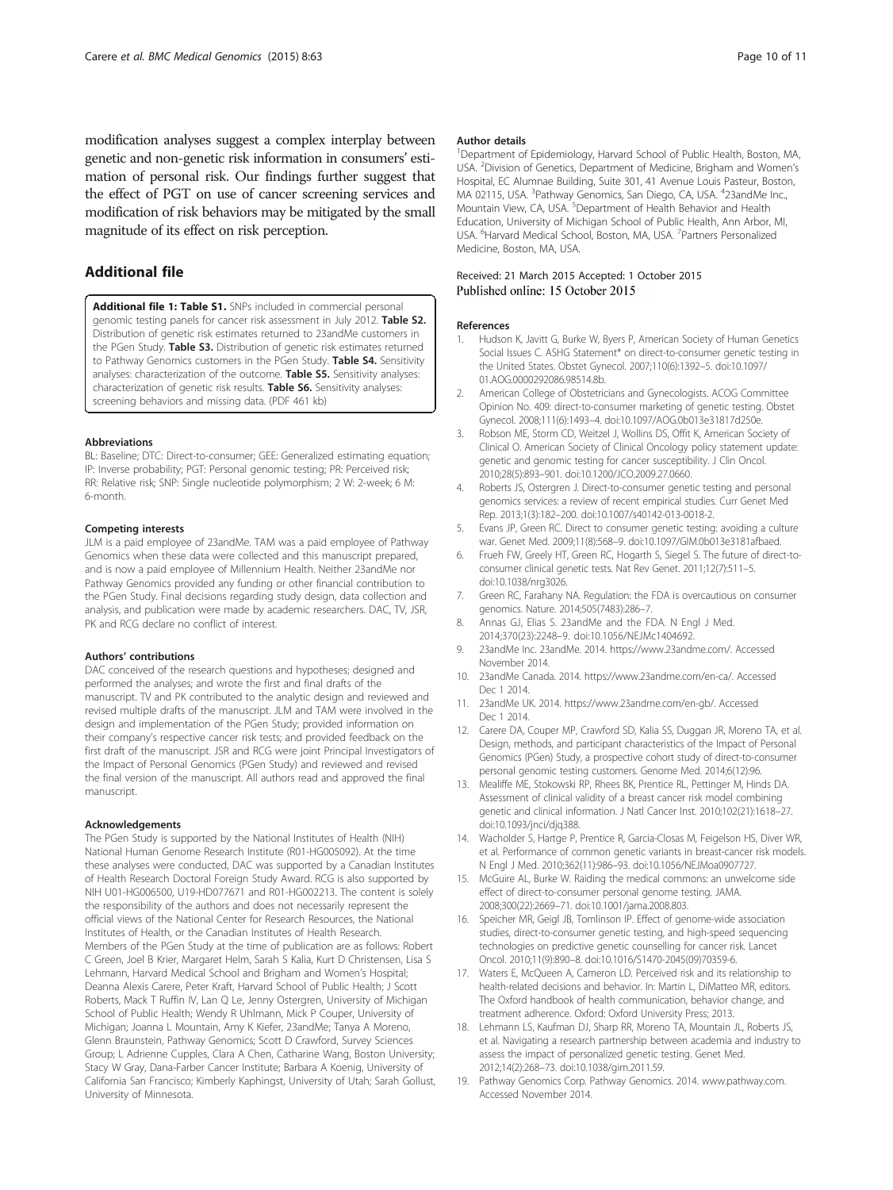modification analyses suggest a complex interplay between genetic and non-genetic risk information in consumers' estimation of personal risk. Our findings further suggest that the effect of PGT on use of cancer screening services and modification of risk behaviors may be mitigated by the small magnitude of its effect on risk perception.

## Additional file

**Additional file 1: Table S1.** SNPs included in commercial personal genomic testing panels for cancer risk assessment in July 2012. **Table S2.** Distribution of genetic risk estimates returned to 23andMe customers in the PGen Study. **Table S3.** Distribution of genetic risk estimates returned to Pathway Genomics customers in the PGen Study. **Table S4.** Sensitivity analyses: characterization of the outcome. **Table S5.** Sensitivity analyses: characterization of genetic risk results. **Table S6.** Sensitivity analyses: screening behaviors and missing data. (PDF 461 kb)

#### Abbreviations

BL: Baseline; DTC: Direct-to-consumer; GEE: Generalized estimating equation; IP: Inverse probability; PGT: Personal genomic testing; PR: Perceived risk; RR: Relative risk; SNP: Single nucleotide polymorphism; 2 W: 2-week; 6 M: 6-month.

#### Competing interests

JLM is a paid employee of 23andMe. TAM was a paid employee of Pathway Genomics when these data were collected and this manuscript prepared, and is now a paid employee of Millennium Health. Neither 23andMe nor Pathway Genomics provided any funding or other financial contribution to the PGen Study. Final decisions regarding study design, data collection and analysis, and publication were made by academic researchers. DAC, TV, JSR, PK and RCG declare no conflict of interest.

#### Authors' contributions

DAC conceived of the research questions and hypotheses; designed and performed the analyses; and wrote the first and final drafts of the manuscript. TV and PK contributed to the analytic design and reviewed and revised multiple drafts of the manuscript. JLM and TAM were involved in the design and implementation of the PGen Study; provided information on their company's respective cancer risk tests; and provided feedback on the first draft of the manuscript. JSR and RCG were joint Principal Investigators of the Impact of Personal Genomics (PGen Study) and reviewed and revised the final version of the manuscript. All authors read and approved the final manuscript.

#### Acknowledgements

The PGen Study is supported by the National Institutes of Health (NIH) National Human Genome Research Institute (R01-HG005092). At the time these analyses were conducted, DAC was supported by a Canadian Institutes of Health Research Doctoral Foreign Study Award. RCG is also supported by NIH U01-HG006500, U19-HD077671 and R01-HG002213. The content is solely the responsibility of the authors and does not necessarily represent the official views of the National Center for Research Resources, the National Institutes of Health, or the Canadian Institutes of Health Research.

Members of the PGen Study at the time of publication are as follows: Robert C Green, Joel B Krier, Margaret Helm, Sarah S Kalia, Kurt D Christensen, Lisa S Lehmann, Harvard Medical School and Brigham and Women's Hospital; Deanna Alexis Carere, Peter Kraft, Harvard School of Public Health; J Scott Roberts, Mack T Ruffin IV, Lan Q Le, Jenny Ostergren, University of Michigan School of Public Health; Wendy R Uhlmann, Mick P Couper, University of Michigan; Joanna L Mountain, Amy K Kiefer, 23andMe; Tanya A Moreno, Glenn Braunstein, Pathway Genomics; Scott D Crawford, Survey Sciences Group; L Adrienne Cupples, Clara A Chen, Catharine Wang, Boston University; Stacy W Gray, Dana-Farber Cancer Institute; Barbara A Koenig, University of California San Francisco; Kimberly Kaphingst, University of Utah; Sarah Gollust, University of Minnesota.

#### Author details

[1]Department of Epidemiology, Harvard School of Public Health, Boston, MA, USA. [2]Division of Genetics, Department of Medicine, Brigham and Women's Hospital, EC Alumnae Building, Suite 301, 41 Avenue Louis Pasteur, Boston, MA 02115, USA. [3]Pathway Genomics, San Diego, CA, USA. [4]23andMe Inc., Mountain View, CA, USA. [5]Department of Health Behavior and Health Education, University of Michigan School of Public Health, Ann Arbor, MI, USA. [6]Harvard Medical School, Boston, MA, USA. [7]Partners Personalized Medicine, Boston, MA, USA.

Received: 21 March 2015 Accepted: 1 October 2015
Published online: 15 October 2015

#### References

1. Hudson K, Javitt G, Burke W, Byers P, American Society of Human Genetics Social Issues C. ASHG Statement* on direct-to-consumer genetic testing in the United States. Obstet Gynecol. 2007;110(6):1392–5. doi:10.1097/01.AOG.0000292086.98514.8b.
2. American College of Obstetricians and Gynecologists. ACOG Committee Opinion No. 409: direct-to-consumer marketing of genetic testing. Obstet Gynecol. 2008;111(6):1493–4. doi:10.1097/AOG.0b013e31817d250e.
3. Robson ME, Storm CD, Weitzel J, Wollins DS, Offit K, American Society of Clinical O. American Society of Clinical Oncology policy statement update: genetic and genomic testing for cancer susceptibility. J Clin Oncol. 2010;28(5):893–901. doi:10.1200/JCO.2009.27.0660.
4. Roberts JS, Ostergren J. Direct-to-consumer genetic testing and personal genomics services: a review of recent empirical studies. Curr Genet Med Rep. 2013;1(3):182–200. doi:10.1007/s40142-013-0018-2.
5. Evans JP, Green RC. Direct to consumer genetic testing: avoiding a culture war. Genet Med. 2009;11(8):568–9. doi:10.1097/GIM.0b013e3181afbaed.
6. Frueh FW, Greely HT, Green RC, Hogarth S, Siegel S. The future of direct-to-consumer clinical genetic tests. Nat Rev Genet. 2011;12(7):511–5. doi:10.1038/nrg3026.
7. Green RC, Farahany NA. Regulation: the FDA is overcautious on consumer genomics. Nature. 2014;505(7483):286–7.
8. Annas GJ, Elias S. 23andMe and the FDA. N Engl J Med. 2014;370(23):2248–9. doi:10.1056/NEJMc1404692.
9. 23andMe Inc. 23andMe. 2014. https://www.23andme.com/. Accessed November 2014.
10. 23andMe Canada. 2014. https://www.23andme.com/en-ca/. Accessed Dec 1 2014.
11. 23andMe UK. 2014. https://www.23andme.com/en-gb/. Accessed Dec 1 2014.
12. Carere DA, Couper MP, Crawford SD, Kalia SS, Duggan JR, Moreno TA, et al. Design, methods, and participant characteristics of the Impact of Personal Genomics (PGen) Study, a prospective cohort study of direct-to-consumer personal genomic testing customers. Genome Med. 2014;6(12):96.
13. Mealiffe ME, Stokowski RP, Rhees BK, Prentice RL, Pettinger M, Hinds DA. Assessment of clinical validity of a breast cancer risk model combining genetic and clinical information. J Natl Cancer Inst. 2010;102(21):1618–27. doi:10.1093/jnci/djq388.
14. Wacholder S, Hartge P, Prentice R, Garcia-Closas M, Feigelson HS, Diver WR, et al. Performance of common genetic variants in breast-cancer risk models. N Engl J Med. 2010;362(11):986–93. doi:10.1056/NEJMoa0907727.
15. McGuire AL, Burke W. Raiding the medical commons: an unwelcome side effect of direct-to-consumer personal genome testing. JAMA. 2008;300(22):2669–71. doi:10.1001/jama.2008.803.
16. Speicher MR, Geigl JB, Tomlinson IP. Effect of genome-wide association studies, direct-to-consumer genetic testing, and high-speed sequencing technologies on predictive genetic counselling for cancer risk. Lancet Oncol. 2010;11(9):890–8. doi:10.1016/S1470-2045(09)70359-6.
17. Waters E, McQueen A, Cameron LD. Perceived risk and its relationship to health-related decisions and behavior. In: Martin L, DiMatteo MR, editors. The Oxford handbook of health communication, behavior change, and treatment adherence. Oxford: Oxford University Press; 2013.
18. Lehmann LS, Kaufman DJ, Sharp RR, Moreno TA, Mountain JL, Roberts JS, et al. Navigating a research partnership between academia and industry to assess the impact of personalized genetic testing. Genet Med. 2012;14(2):268–73. doi:10.1038/gim.2011.59.
19. Pathway Genomics Corp. Pathway Genomics. 2014. www.pathway.com. Accessed November 2014.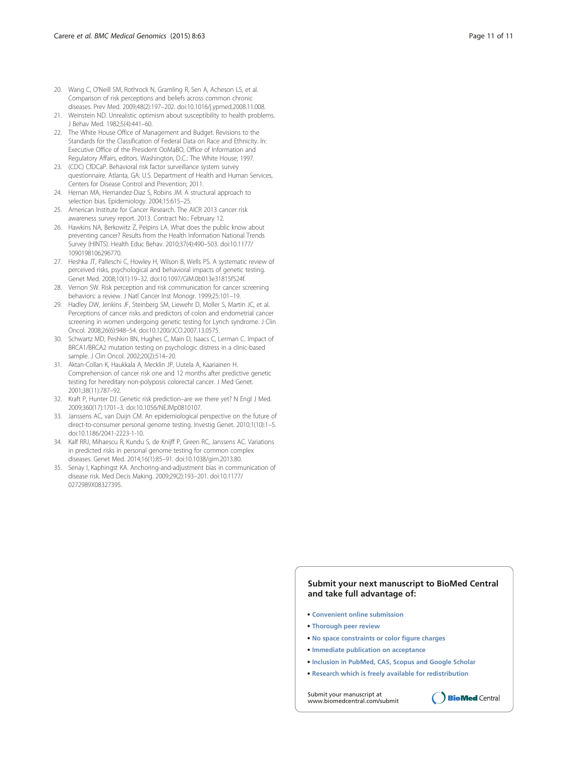20. Wang C, O'Neill SM, Rothrock N, Gramling R, Sen A, Acheson LS, et al. Comparison of risk perceptions and beliefs across common chronic diseases. Prev Med. 2009;48(2):197–202. doi:10.1016/j.ypmed.2008.11.008.
21. Weinstein ND. Unrealistic optimism about susceptibility to health problems. J Behav Med. 1982;5(4):441–60.
22. The White House Office of Management and Budget. Revisions to the Standards for the Classification of Federal Data on Race and Ethnicity. In: Executive Office of the President OoMaBO, Office of Information and Regulatory Affairs, editors. Washington, D.C.: The White House; 1997.
23. (CDC) CfDCaP. Behavioral risk factor surveillance system survey questionnaire. Atlanta, GA: U.S. Department of Health and Human Services, Centers for Disease Control and Prevention; 2011.
24. Hernan MA, Hernandez-Diaz S, Robins JM. A structural approach to selection bias. Epidemiology. 2004;15:615–25.
25. American Institute for Cancer Research. The AICR 2013 cancer risk awareness survey report. 2013. Contract No.: February 12.
26. Hawkins NA, Berkowitz Z, Peipins LA. What does the public know about preventing cancer? Results from the Health Information National Trends Survey (HINTS). Health Educ Behav. 2010;37(4):490–503. doi:10.1177/1090198106296770.
27. Heshka JT, Palleschi C, Howley H, Wilson B, Wells PS. A systematic review of perceived risks, psychological and behavioral impacts of genetic testing. Genet Med. 2008;10(1):19–32. doi:10.1097/GIM.0b013e31815f524f.
28. Vernon SW. Risk perception and risk communication for cancer screening behaviors: a review. J Natl Cancer Inst Monogr. 1999;25:101–19.
29. Hadley DW, Jenkins JF, Steinberg SM, Liewehr D, Moller S, Martin JC, et al. Perceptions of cancer risks and predictors of colon and endometrial cancer screening in women undergoing genetic testing for Lynch syndrome. J Clin Oncol. 2008;26(6):948–54. doi:10.1200/JCO.2007.13.0575.
30. Schwartz MD, Peshkin BN, Hughes C, Main D, Isaacs C, Lerman C. Impact of BRCA1/BRCA2 mutation testing on psychologic distress in a clinic-based sample. J Clin Oncol. 2002;20(2):514–20.
31. Aktan-Collan K, Haukkala A, Mecklin JP, Uutela A, Kaariainen H. Comprehension of cancer risk one and 12 months after predictive genetic testing for hereditary non-polyposis colorectal cancer. J Med Genet. 2001;38(11):787–92.
32. Kraft P, Hunter DJ. Genetic risk prediction–are we there yet? N Engl J Med. 2009;360(17):1701–3. doi:10.1056/NEJMp0810107.
33. Janssens AC, van Duijn CM. An epidemiological perspective on the future of direct-to-consumer personal genome testing. Investig Genet. 2010;1(10):1–5. doi:10.1186/2041-2223-1-10.
34. Kalf RRJ, Mihaescu R, Kundu S, de Knijff P, Green RC, Janssens AC. Variations in predicted risks in personal genome testing for common complex diseases. Genet Med. 2014;16(1):85–91. doi:10.1038/gim.2013.80.
35. Senay I, Kaphingst KA. Anchoring-and-adjustment bias in communication of disease risk. Med Decis Making. 2009;29(2):193–201. doi:10.1177/0272989X08327395.

**Submit your next manuscript to BioMed Central and take full advantage of:**

- Convenient online submission
- Thorough peer review
- No space constraints or color figure charges
- Immediate publication on acceptance
- Inclusion in PubMed, CAS, Scopus and Google Scholar
- Research which is freely available for redistribution

Submit your manuscript at
www.biomedcentral.com/submit

BioMed Central